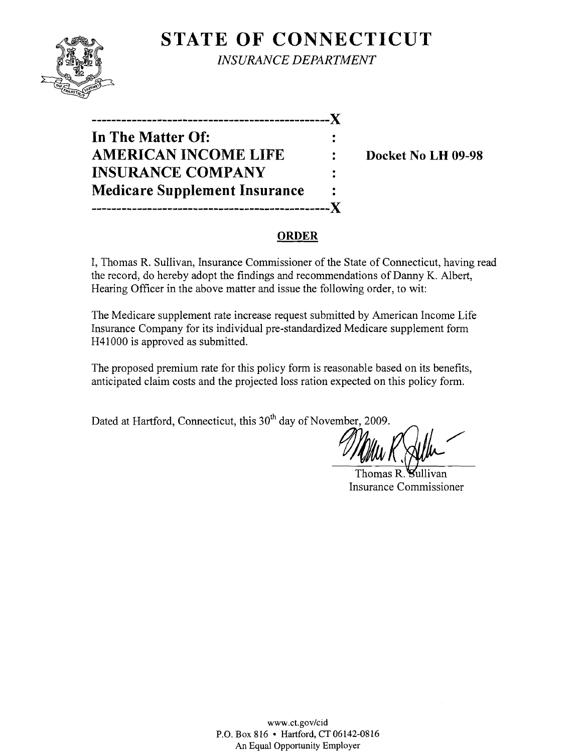# STATE OF CONNECTICUT

*INSURANCE DEPARTMENT*

---------------------------------------------X

**In The Matter Of:** :

**AMERICAN INCOME LIFE** : **Docket No LH 09-98**

**INSURANCE COMPANY** :

**Medicare Supplement Insurance** :

---------------------------------------------X

## ORDER

I, Thomas R. Sullivan, Insurance Commissioner of the State of Connecticut, having read the record, do hereby adopt the findings and recommendations of Danny K. Albert, Hearing Officer in the above matter and issue the following order, to wit:

The Medicare supplement rate increase request submitted by American Income Life Insurance Company for its individual pre-standardized Medicare supplement form H41000 is approved as submitted.

The proposed premium rate for this policy form is reasonable based on its benefits, anticipated claim costs and the projected loss ration expected on this policy form.

Dated at Hartford, Connecticut, this 30th day of November, 2009.

Thomas R. Sullivan
Insurance Commissioner

www.ct.gov/cid
P.O. Box 816 • Hartford, CT 06142-0816
An Equal Opportunity Employer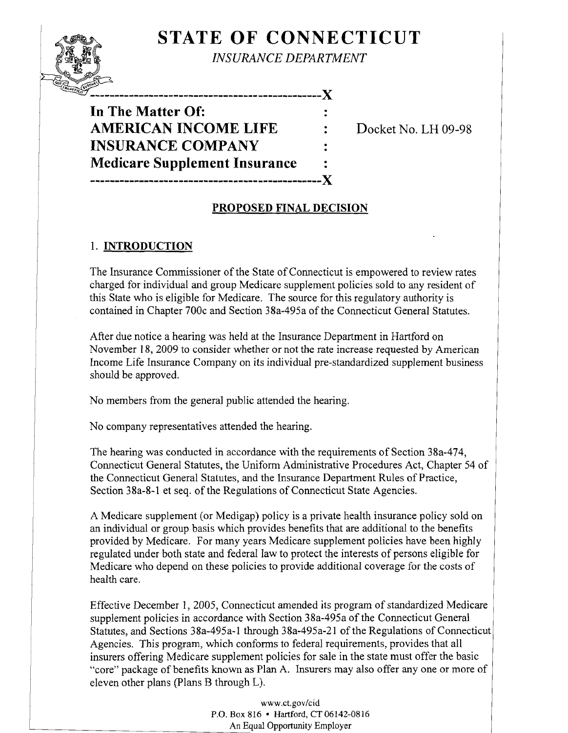# STATE OF CONNECTICUT

*INSURANCE DEPARTMENT*

```
----------------------------------------------X
In The Matter Of:                             :
AMERICAN INCOME LIFE                          :    Docket No. LH 09-98
INSURANCE COMPANY                             :
Medicare Supplement Insurance                 :
----------------------------------------------X
```

## PROPOSED FINAL DECISION

### 1. INTRODUCTION

The Insurance Commissioner of the State of Connecticut is empowered to review rates charged for individual and group Medicare supplement policies sold to any resident of this State who is eligible for Medicare. The source for this regulatory authority is contained in Chapter 700c and Section 38a-495a of the Connecticut General Statutes.

After due notice a hearing was held at the Insurance Department in Hartford on November 18, 2009 to consider whether or not the rate increase requested by American Income Life Insurance Company on its individual pre-standardized supplement business should be approved.

No members from the general public attended the hearing.

No company representatives attended the hearing.

The hearing was conducted in accordance with the requirements of Section 38a-474, Connecticut General Statutes, the Uniform Administrative Procedures Act, Chapter 54 of the Connecticut General Statutes, and the Insurance Department Rules of Practice, Section 38a-8-1 et seq. of the Regulations of Connecticut State Agencies.

A Medicare supplement (or Medigap) policy is a private health insurance policy sold on an individual or group basis which provides benefits that are additional to the benefits provided by Medicare. For many years Medicare supplement policies have been highly regulated under both state and federal law to protect the interests of persons eligible for Medicare who depend on these policies to provide additional coverage for the costs of health care.

Effective December 1, 2005, Connecticut amended its program of standardized Medicare supplement policies in accordance with Section 38a-495a of the Connecticut General Statutes, and Sections 38a-495a-1 through 38a-495a-21 of the Regulations of Connecticut Agencies. This program, which conforms to federal requirements, provides that all insurers offering Medicare supplement policies for sale in the state must offer the basic "core" package of benefits known as Plan A. Insurers may also offer any one or more of eleven other plans (Plans B through L).

www.ct.gov/cid
P.O. Box 816 • Hartford, CT 06142-0816
An Equal Opportunity Employer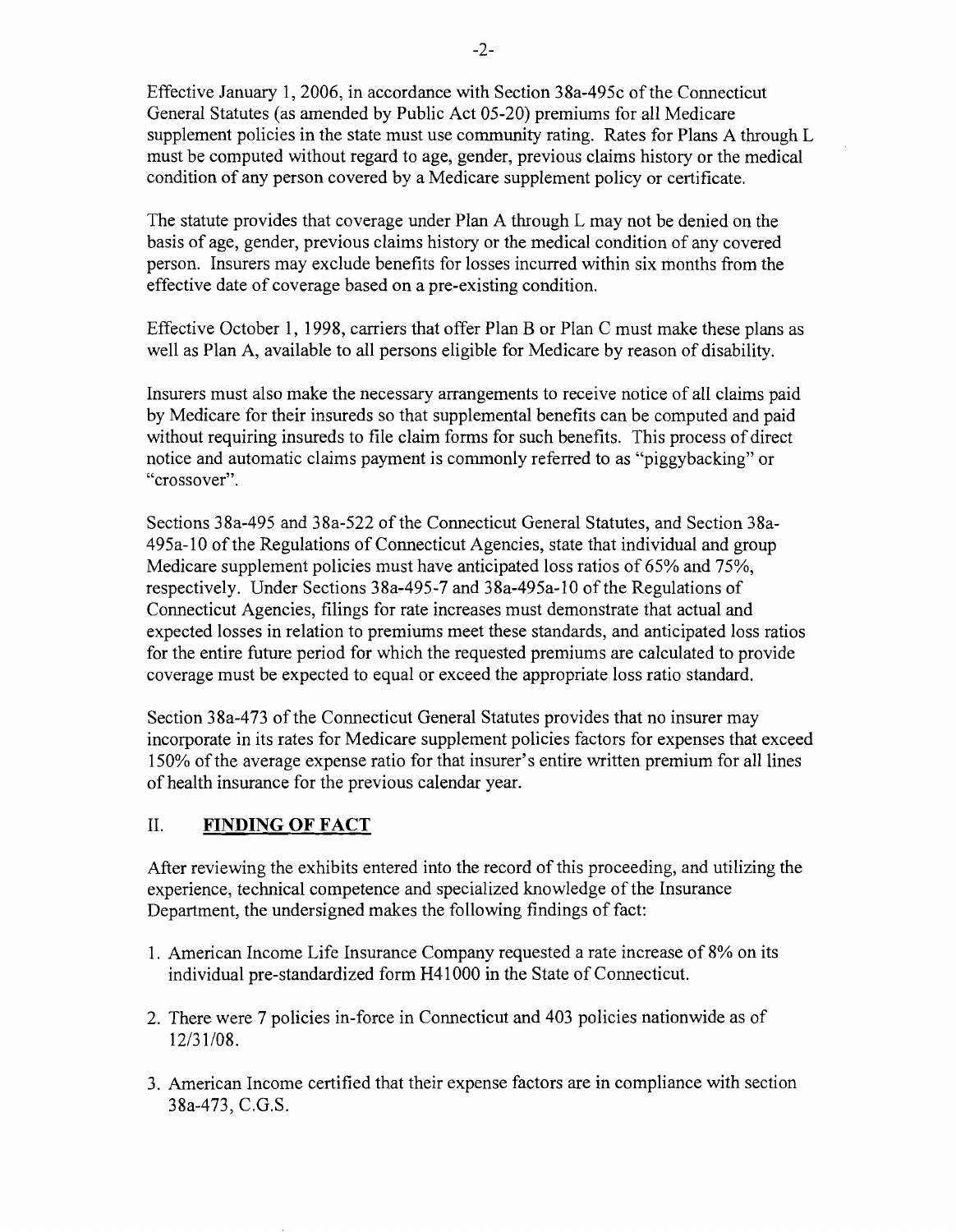Effective January 1, 2006, in accordance with Section 38a-495c of the Connecticut General Statutes (as amended by Public Act 05-20) premiums for all Medicare supplement policies in the state must use community rating. Rates for Plans A through L must be computed without regard to age, gender, previous claims history or the medical condition of any person covered by a Medicare supplement policy or certificate.

The statute provides that coverage under Plan A through L may not be denied on the basis of age, gender, previous claims history or the medical condition of any covered person. Insurers may exclude benefits for losses incurred within six months from the effective date of coverage based on a pre-existing condition.

Effective October 1, 1998, carriers that offer Plan B or Plan C must make these plans as well as Plan A, available to all persons eligible for Medicare by reason of disability.

Insurers must also make the necessary arrangements to receive notice of all claims paid by Medicare for their insureds so that supplemental benefits can be computed and paid without requiring insureds to file claim forms for such benefits. This process of direct notice and automatic claims payment is commonly referred to as "piggybacking" or "crossover".

Sections 38a-495 and 38a-522 of the Connecticut General Statutes, and Section 38a-495a-10 of the Regulations of Connecticut Agencies, state that individual and group Medicare supplement policies must have anticipated loss ratios of 65% and 75%, respectively. Under Sections 38a-495-7 and 38a-495a-10 of the Regulations of Connecticut Agencies, filings for rate increases must demonstrate that actual and expected losses in relation to premiums meet these standards, and anticipated loss ratios for the entire future period for which the requested premiums are calculated to provide coverage must be expected to equal or exceed the appropriate loss ratio standard.

Section 38a-473 of the Connecticut General Statutes provides that no insurer may incorporate in its rates for Medicare supplement policies factors for expenses that exceed 150% of the average expense ratio for that insurer's entire written premium for all lines of health insurance for the previous calendar year.

## II. **FINDING OF FACT**

After reviewing the exhibits entered into the record of this proceeding, and utilizing the experience, technical competence and specialized knowledge of the Insurance Department, the undersigned makes the following findings of fact:

1. American Income Life Insurance Company requested a rate increase of 8% on its individual pre-standardized form H41000 in the State of Connecticut.
2. There were 7 policies in-force in Connecticut and 403 policies nationwide as of 12/31/08.
3. American Income certified that their expense factors are in compliance with section 38a-473, C.G.S.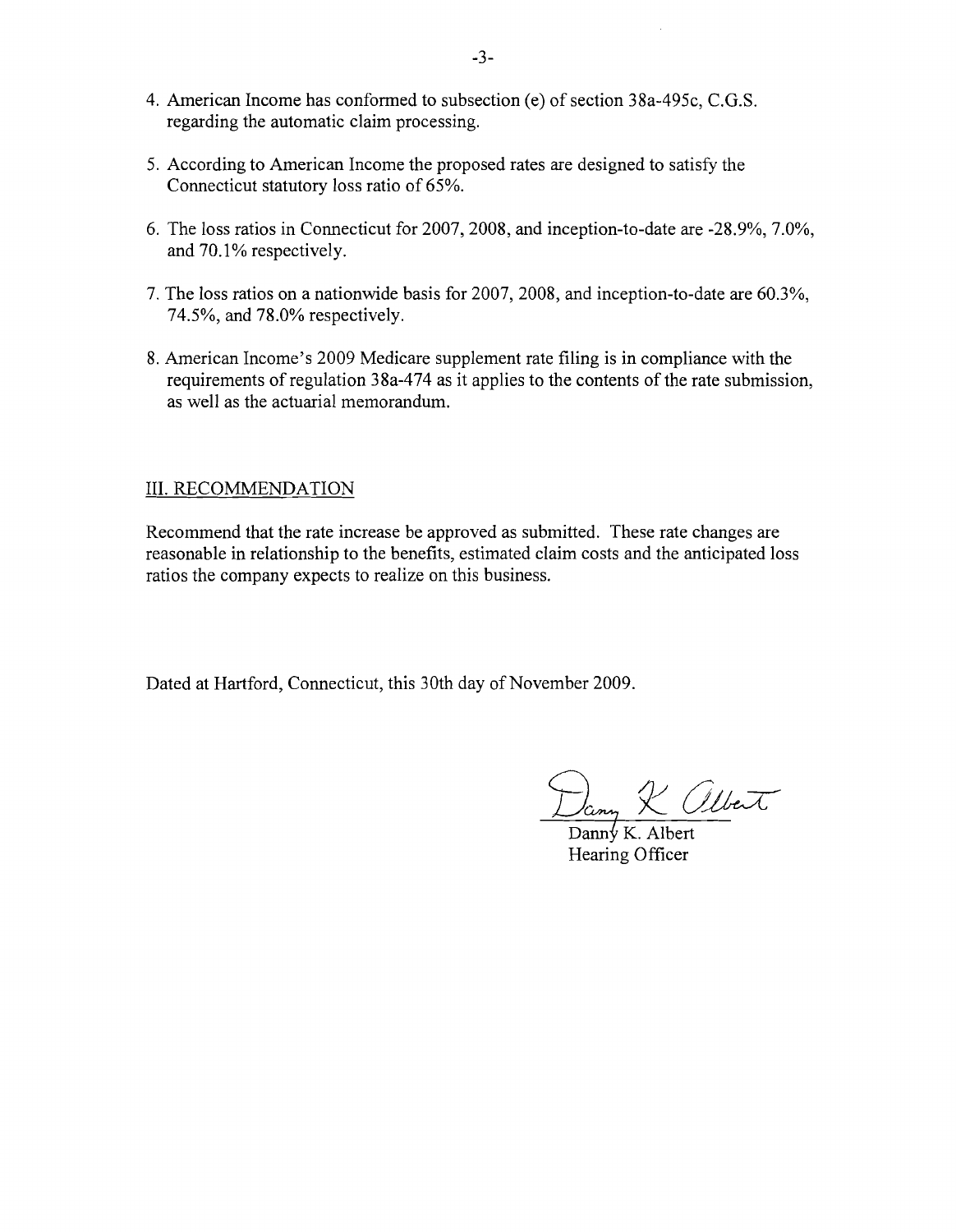4. American Income has conformed to subsection (e) of section 38a-495c, C.G.S. regarding the automatic claim processing.

5. According to American Income the proposed rates are designed to satisfy the Connecticut statutory loss ratio of 65%.

6. The loss ratios in Connecticut for 2007, 2008, and inception-to-date are -28.9%, 7.0%, and 70.1% respectively.

7. The loss ratios on a nationwide basis for 2007, 2008, and inception-to-date are 60.3%, 74.5%, and 78.0% respectively.

8. American Income's 2009 Medicare supplement rate filing is in compliance with the requirements of regulation 38a-474 as it applies to the contents of the rate submission, as well as the actuarial memorandum.

## III. RECOMMENDATION

Recommend that the rate increase be approved as submitted. These rate changes are reasonable in relationship to the benefits, estimated claim costs and the anticipated loss ratios the company expects to realize on this business.

Dated at Hartford, Connecticut, this 30th day of November 2009.

Danny K. Albert
Hearing Officer